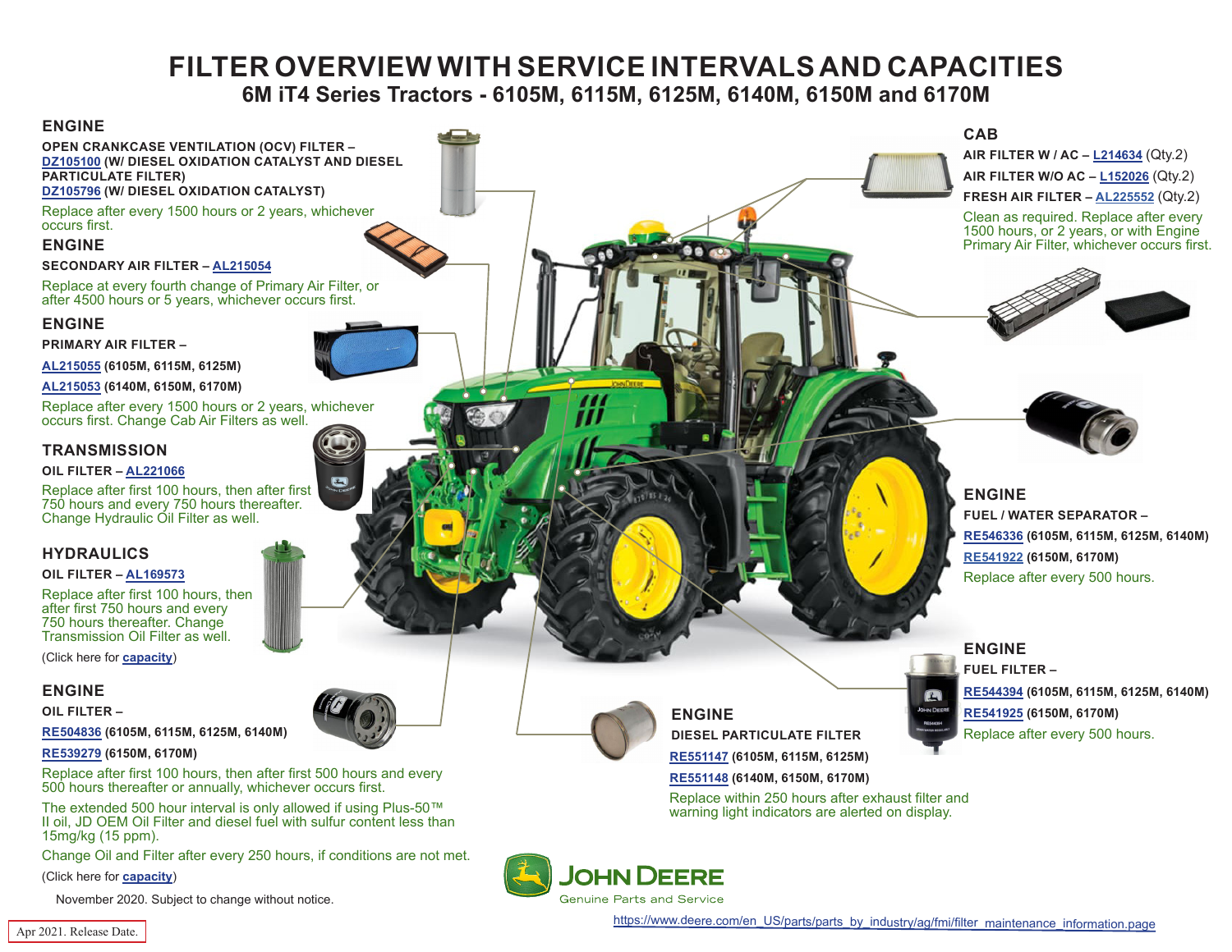# FILTER OVERVIEW WITH SERVICE INTERVALS AND CAPACITIES

## 6M iT4 Series Tractors - 6105M, 6115M, 6125M, 6140M, 6150M and 6170M

### ENGINE

**OPEN CRANKCASE VENTILATION (OCV) FILTER –**
**DZ105100 (W/ DIESEL OXIDATION CATALYST AND DIESEL PARTICULATE FILTER)**
**DZ105796 (W/ DIESEL OXIDATION CATALYST)**

Replace after every 1500 hours or 2 years, whichever occurs first.

### ENGINE

**SECONDARY AIR FILTER – AL215054**

Replace at every fourth change of Primary Air Filter, or after 4500 hours or 5 years, whichever occurs first.

### ENGINE

**PRIMARY AIR FILTER –**

**AL215055 (6105M, 6115M, 6125M)**

**AL215053 (6140M, 6150M, 6170M)**

Replace after every 1500 hours or 2 years, whichever occurs first. Change Cab Air Filters as well.

### TRANSMISSION

**OIL FILTER – AL221066**

Replace after first 100 hours, then after first 750 hours and every 750 hours thereafter. Change Hydraulic Oil Filter as well.

### HYDRAULICS

**OIL FILTER – AL169573**

Replace after first 100 hours, then after first 750 hours and every 750 hours thereafter. Change Transmission Oil Filter as well.

(Click here for **capacity**)

### ENGINE

**OIL FILTER –**

**RE504836 (6105M, 6115M, 6125M, 6140M)**

**RE539279 (6150M, 6170M)**

Replace after first 100 hours, then after first 500 hours and every 500 hours thereafter or annually, whichever occurs first.

The extended 500 hour interval is only allowed if using Plus-50™ II oil, JD OEM Oil Filter and diesel fuel with sulfur content less than 15mg/kg (15 ppm).

Change Oil and Filter after every 250 hours, if conditions are not met.

(Click here for **capacity**)

November 2020. Subject to change without notice.

### CAB

**AIR FILTER W / AC – L214634** (Qty.2)

**AIR FILTER W/O AC – L152026** (Qty.2)

**FRESH AIR FILTER – AL225552** (Qty.2)

Clean as required. Replace after every 1500 hours, or 2 years, or with Engine Primary Air Filter, whichever occurs first.

### ENGINE

**FUEL / WATER SEPARATOR –**

**RE546336 (6105M, 6115M, 6125M, 6140M)**

**RE541922 (6150M, 6170M)**

Replace after every 500 hours.

### ENGINE

**FUEL FILTER –**

**RE544394 (6105M, 6115M, 6125M, 6140M)**

**RE541925 (6150M, 6170M)**

Replace after every 500 hours.

### ENGINE

**DIESEL PARTICULATE FILTER**

**RE551147 (6105M, 6115M, 6125M)**

**RE551148 (6140M, 6150M, 6170M)**

Replace within 250 hours after exhaust filter and warning light indicators are alerted on display.

JOHN DEERE
Genuine Parts and Service

https://www.deere.com/en_US/parts/parts_by_industry/ag/fmi/filter_maintenance_information.page

Apr 2021. Release Date.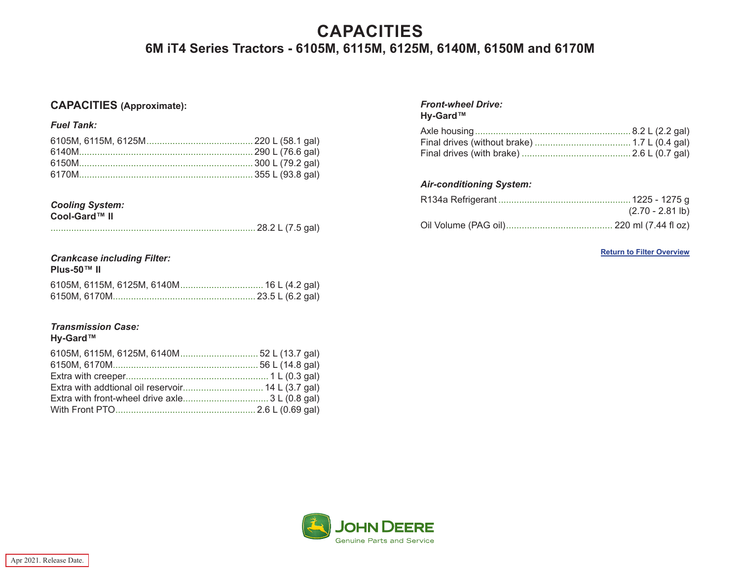# CAPACITIES

## 6M iT4 Series Tractors - 6105M, 6115M, 6125M, 6140M, 6150M and 6170M

### CAPACITIES (Approximate):

***Fuel Tank:***

6105M, 6115M, 6125M........................................ 220 L (58.1 gal)
6140M.................................................................. 290 L (76.6 gal)
6150M.................................................................. 300 L (79.2 gal)
6170M.................................................................. 355 L (93.8 gal)

***Cooling System:***
**Cool-Gard™ II**

.............................................................................. 28.2 L (7.5 gal)

***Crankcase including Filter:***
**Plus-50™ II**

6105M, 6115M, 6125M, 6140M................................ 16 L (4.2 gal)
6150M, 6170M...................................................... 23.5 L (6.2 gal)

***Transmission Case:***
**Hy-Gard™**

6105M, 6115M, 6125M, 6140M.............................. 52 L (13.7 gal)
6150M, 6170M....................................................... 56 L (14.8 gal)
Extra with creeper...................................................... 1 L (0.3 gal)
Extra with addtional oil reservoir............................... 14 L (3.7 gal)
Extra with front-wheel drive axle................................ 3 L (0.8 gal)
With Front PTO..................................................... 2.6 L (0.69 gal)

***Front-wheel Drive:***
**Hy-Gard™**

Axle housing............................................................ 8.2 L (2.2 gal)
Final drives (without brake) ..................................... 1.7 L (0.4 gal)
Final drives (with brake) .......................................... 2.6 L (0.7 gal)

***Air-conditioning System:***

R134a Refrigerant .................................................. 1225 - 1275 g (2.70 - 2.81 lb)

Oil Volume (PAG oil)......................................... 220 ml (7.44 fl oz)

Return to Filter Overview

JOHN DEERE
Genuine Parts and Service

Apr 2021. Release Date.